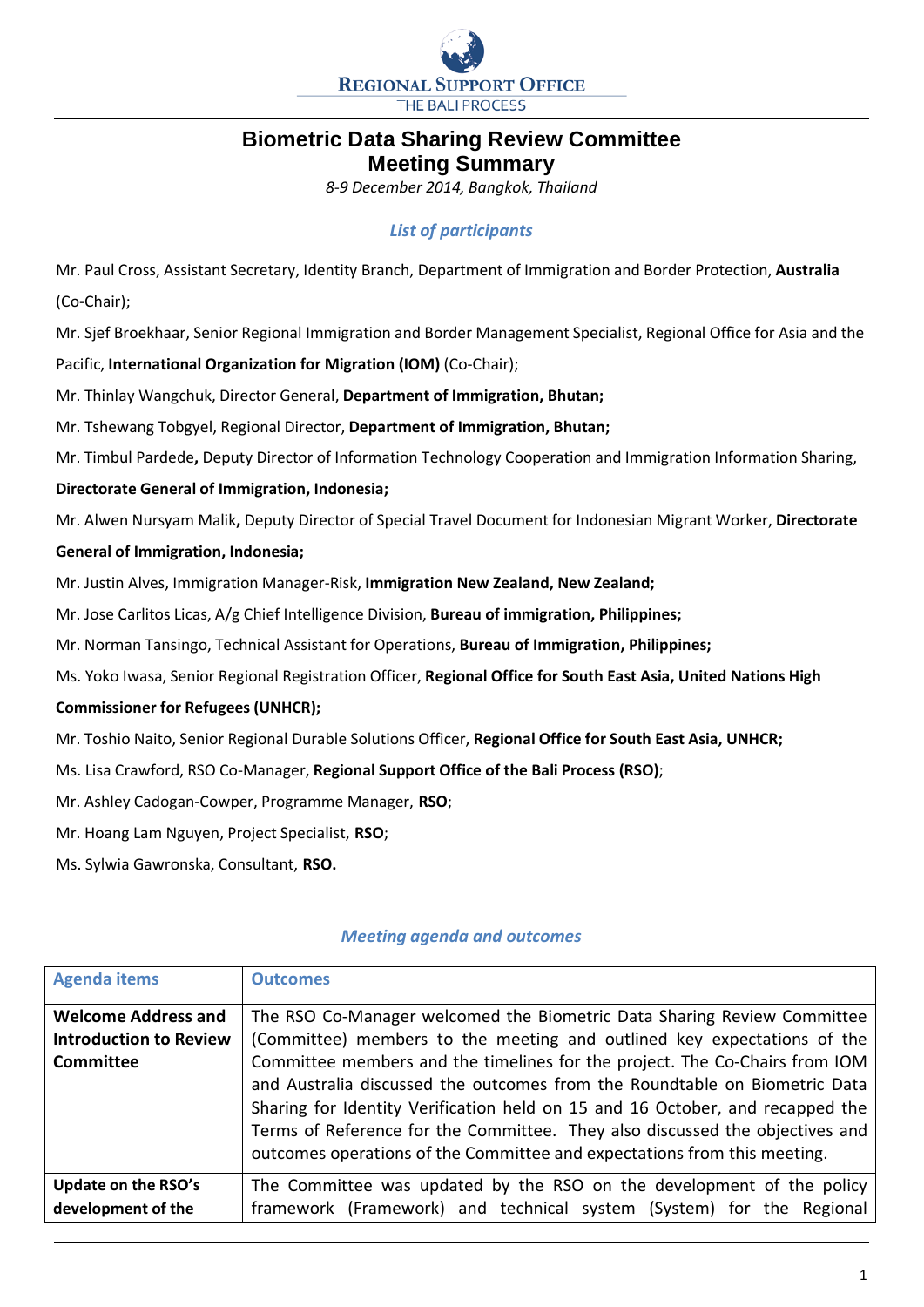REGIONAL SUPPORT OFFICE
THE BALI PROCESS

# Biometric Data Sharing Review Committee
# Meeting Summary

*8-9 December 2014, Bangkok, Thailand*

## *List of participants*

Mr. Paul Cross, Assistant Secretary, Identity Branch, Department of Immigration and Border Protection, **Australia** (Co-Chair);

Mr. Sjef Broekhaar, Senior Regional Immigration and Border Management Specialist, Regional Office for Asia and the Pacific, **International Organization for Migration (IOM)** (Co-Chair);

Mr. Thinlay Wangchuk, Director General, **Department of Immigration, Bhutan;**

Mr. Tshewang Tobgyel, Regional Director, **Department of Immigration, Bhutan;**

Mr. Timbul Pardede**,** Deputy Director of Information Technology Cooperation and Immigration Information Sharing, **Directorate General of Immigration, Indonesia;**

Mr. Alwen Nursyam Malik**,** Deputy Director of Special Travel Document for Indonesian Migrant Worker, **Directorate General of Immigration, Indonesia;**

Mr. Justin Alves, Immigration Manager-Risk, **Immigration New Zealand, New Zealand;**

Mr. Jose Carlitos Licas, A/g Chief Intelligence Division, **Bureau of immigration, Philippines;**

Mr. Norman Tansingo, Technical Assistant for Operations, **Bureau of Immigration, Philippines;**

Ms. Yoko Iwasa, Senior Regional Registration Officer, **Regional Office for South East Asia, United Nations High Commissioner for Refugees (UNHCR);**

Mr. Toshio Naito, Senior Regional Durable Solutions Officer, **Regional Office for South East Asia, UNHCR;**

Ms. Lisa Crawford, RSO Co-Manager, **Regional Support Office of the Bali Process (RSO)**;

Mr. Ashley Cadogan-Cowper, Programme Manager, **RSO**;

Mr. Hoang Lam Nguyen, Project Specialist, **RSO**;

Ms. Sylwia Gawronska, Consultant, **RSO.**

## *Meeting agenda and outcomes*

| Agenda items | Outcomes |
|---|---|
| **Welcome Address and Introduction to Review Committee** | The RSO Co-Manager welcomed the Biometric Data Sharing Review Committee (Committee) members to the meeting and outlined key expectations of the Committee members and the timelines for the project. The Co-Chairs from IOM and Australia discussed the outcomes from the Roundtable on Biometric Data Sharing for Identity Verification held on 15 and 16 October, and recapped the Terms of Reference for the Committee. They also discussed the objectives and outcomes operations of the Committee and expectations from this meeting. |
| **Update on the RSO's development of the** | The Committee was updated by the RSO on the development of the policy framework (Framework) and technical system (System) for the Regional |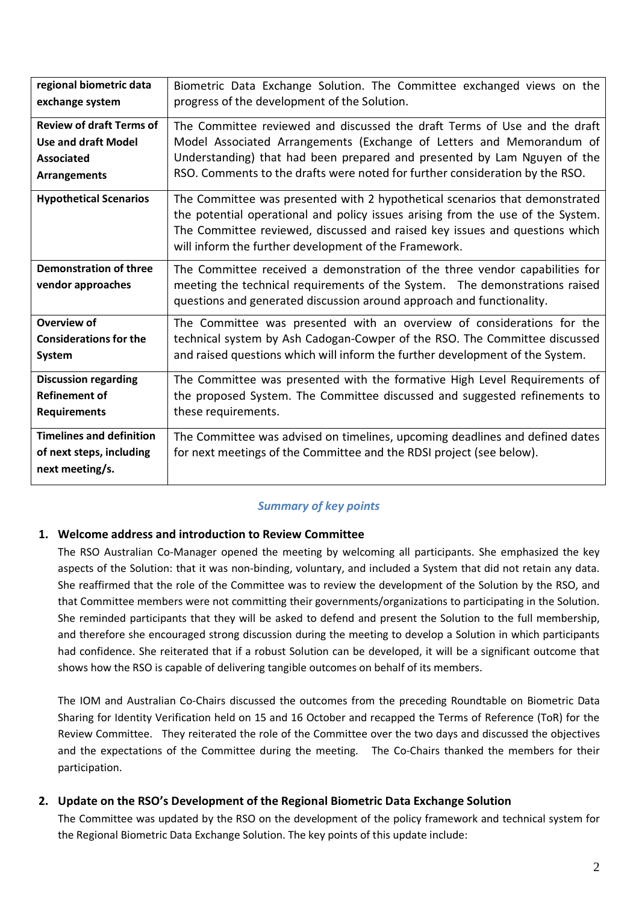| | |
|---|---|
| **regional biometric data exchange system** | Biometric Data Exchange Solution. The Committee exchanged views on the progress of the development of the Solution. |
| **Review of draft Terms of Use and draft Model Associated Arrangements** | The Committee reviewed and discussed the draft Terms of Use and the draft Model Associated Arrangements (Exchange of Letters and Memorandum of Understanding) that had been prepared and presented by Lam Nguyen of the RSO. Comments to the drafts were noted for further consideration by the RSO. |
| **Hypothetical Scenarios** | The Committee was presented with 2 hypothetical scenarios that demonstrated the potential operational and policy issues arising from the use of the System. The Committee reviewed, discussed and raised key issues and questions which will inform the further development of the Framework. |
| **Demonstration of three vendor approaches** | The Committee received a demonstration of the three vendor capabilities for meeting the technical requirements of the System. The demonstrations raised questions and generated discussion around approach and functionality. |
| **Overview of Considerations for the System** | The Committee was presented with an overview of considerations for the technical system by Ash Cadogan-Cowper of the RSO. The Committee discussed and raised questions which will inform the further development of the System. |
| **Discussion regarding Refinement of Requirements** | The Committee was presented with the formative High Level Requirements of the proposed System. The Committee discussed and suggested refinements to these requirements. |
| **Timelines and definition of next steps, including next meeting/s.** | The Committee was advised on timelines, upcoming deadlines and defined dates for next meetings of the Committee and the RDSI project (see below). |

***Summary of key points***

## 1. Welcome address and introduction to Review Committee

The RSO Australian Co-Manager opened the meeting by welcoming all participants. She emphasized the key aspects of the Solution: that it was non-binding, voluntary, and included a System that did not retain any data. She reaffirmed that the role of the Committee was to review the development of the Solution by the RSO, and that Committee members were not committing their governments/organizations to participating in the Solution. She reminded participants that they will be asked to defend and present the Solution to the full membership, and therefore she encouraged strong discussion during the meeting to develop a Solution in which participants had confidence. She reiterated that if a robust Solution can be developed, it will be a significant outcome that shows how the RSO is capable of delivering tangible outcomes on behalf of its members.

The IOM and Australian Co-Chairs discussed the outcomes from the preceding Roundtable on Biometric Data Sharing for Identity Verification held on 15 and 16 October and recapped the Terms of Reference (ToR) for the Review Committee. They reiterated the role of the Committee over the two days and discussed the objectives and the expectations of the Committee during the meeting. The Co-Chairs thanked the members for their participation.

## 2. Update on the RSO's Development of the Regional Biometric Data Exchange Solution

The Committee was updated by the RSO on the development of the policy framework and technical system for the Regional Biometric Data Exchange Solution. The key points of this update include: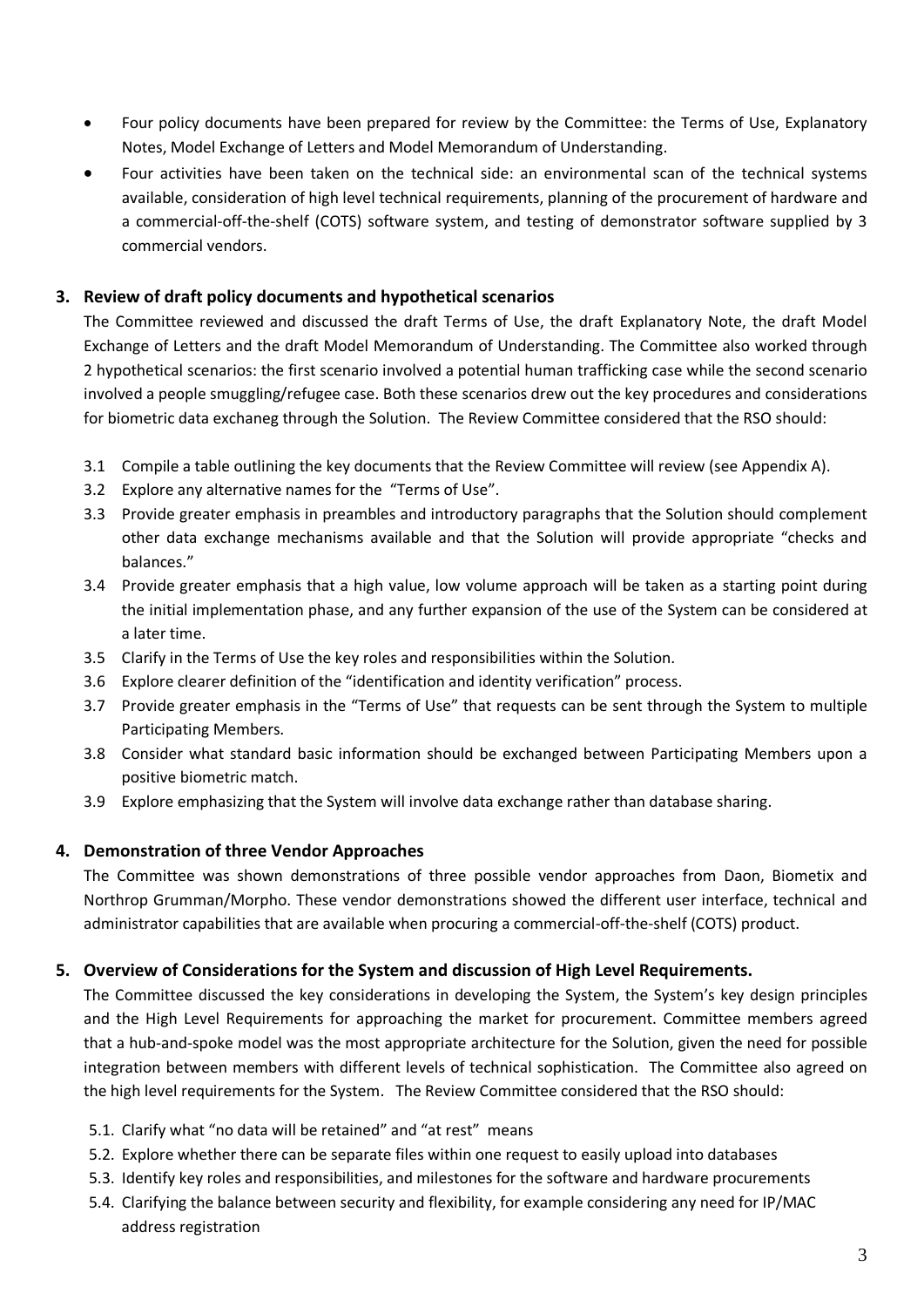- Four policy documents have been prepared for review by the Committee: the Terms of Use, Explanatory Notes, Model Exchange of Letters and Model Memorandum of Understanding.
- Four activities have been taken on the technical side: an environmental scan of the technical systems available, consideration of high level technical requirements, planning of the procurement of hardware and a commercial-off-the-shelf (COTS) software system, and testing of demonstrator software supplied by 3 commercial vendors.

## 3. Review of draft policy documents and hypothetical scenarios

The Committee reviewed and discussed the draft Terms of Use, the draft Explanatory Note, the draft Model Exchange of Letters and the draft Model Memorandum of Understanding. The Committee also worked through 2 hypothetical scenarios: the first scenario involved a potential human trafficking case while the second scenario involved a people smuggling/refugee case. Both these scenarios drew out the key procedures and considerations for biometric data exchaneg through the Solution. The Review Committee considered that the RSO should:

3.1 Compile a table outlining the key documents that the Review Committee will review (see Appendix A).

3.2 Explore any alternative names for the "Terms of Use".

3.3 Provide greater emphasis in preambles and introductory paragraphs that the Solution should complement other data exchange mechanisms available and that the Solution will provide appropriate "checks and balances."

3.4 Provide greater emphasis that a high value, low volume approach will be taken as a starting point during the initial implementation phase, and any further expansion of the use of the System can be considered at a later time.

3.5 Clarify in the Terms of Use the key roles and responsibilities within the Solution.

3.6 Explore clearer definition of the "identification and identity verification" process.

3.7 Provide greater emphasis in the "Terms of Use" that requests can be sent through the System to multiple Participating Members.

3.8 Consider what standard basic information should be exchanged between Participating Members upon a positive biometric match.

3.9 Explore emphasizing that the System will involve data exchange rather than database sharing.

## 4. Demonstration of three Vendor Approaches

The Committee was shown demonstrations of three possible vendor approaches from Daon, Biometix and Northrop Grumman/Morpho. These vendor demonstrations showed the different user interface, technical and administrator capabilities that are available when procuring a commercial-off-the-shelf (COTS) product.

## 5. Overview of Considerations for the System and discussion of High Level Requirements.

The Committee discussed the key considerations in developing the System, the System's key design principles and the High Level Requirements for approaching the market for procurement. Committee members agreed that a hub-and-spoke model was the most appropriate architecture for the Solution, given the need for possible integration between members with different levels of technical sophistication. The Committee also agreed on the high level requirements for the System. The Review Committee considered that the RSO should:

5.1. Clarify what "no data will be retained" and "at rest" means

5.2. Explore whether there can be separate files within one request to easily upload into databases

5.3. Identify key roles and responsibilities, and milestones for the software and hardware procurements

5.4. Clarifying the balance between security and flexibility, for example considering any need for IP/MAC address registration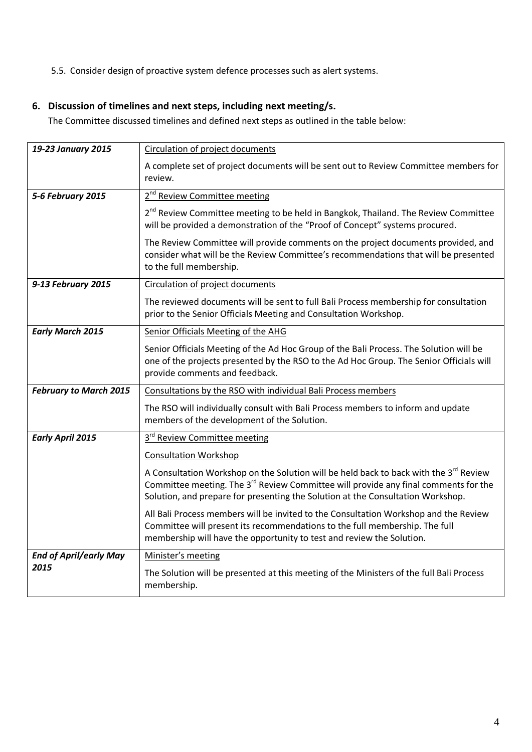5.5. Consider design of proactive system defence processes such as alert systems.

## 6. Discussion of timelines and next steps, including next meeting/s.

The Committee discussed timelines and defined next steps as outlined in the table below:

| | |
|---|---|
| ***19-23 January 2015*** | Circulation of project documents<br><br>A complete set of project documents will be sent out to Review Committee members for review. |
| ***5-6 February 2015*** | 2nd Review Committee meeting<br><br>2nd Review Committee meeting to be held in Bangkok, Thailand. The Review Committee will be provided a demonstration of the "Proof of Concept" systems procured.<br><br>The Review Committee will provide comments on the project documents provided, and consider what will be the Review Committee's recommendations that will be presented to the full membership. |
| ***9-13 February 2015*** | Circulation of project documents<br><br>The reviewed documents will be sent to full Bali Process membership for consultation prior to the Senior Officials Meeting and Consultation Workshop. |
| ***Early March 2015*** | Senior Officials Meeting of the AHG<br><br>Senior Officials Meeting of the Ad Hoc Group of the Bali Process. The Solution will be one of the projects presented by the RSO to the Ad Hoc Group. The Senior Officials will provide comments and feedback. |
| ***February to March 2015*** | Consultations by the RSO with individual Bali Process members<br><br>The RSO will individually consult with Bali Process members to inform and update members of the development of the Solution. |
| ***Early April 2015*** | 3rd Review Committee meeting<br><br>Consultation Workshop<br><br>A Consultation Workshop on the Solution will be held back to back with the 3rd Review Committee meeting. The 3rd Review Committee will provide any final comments for the Solution, and prepare for presenting the Solution at the Consultation Workshop.<br><br>All Bali Process members will be invited to the Consultation Workshop and the Review Committee will present its recommendations to the full membership. The full membership will have the opportunity to test and review the Solution. |
| ***End of April/early May 2015*** | Minister's meeting<br><br>The Solution will be presented at this meeting of the Ministers of the full Bali Process membership. |